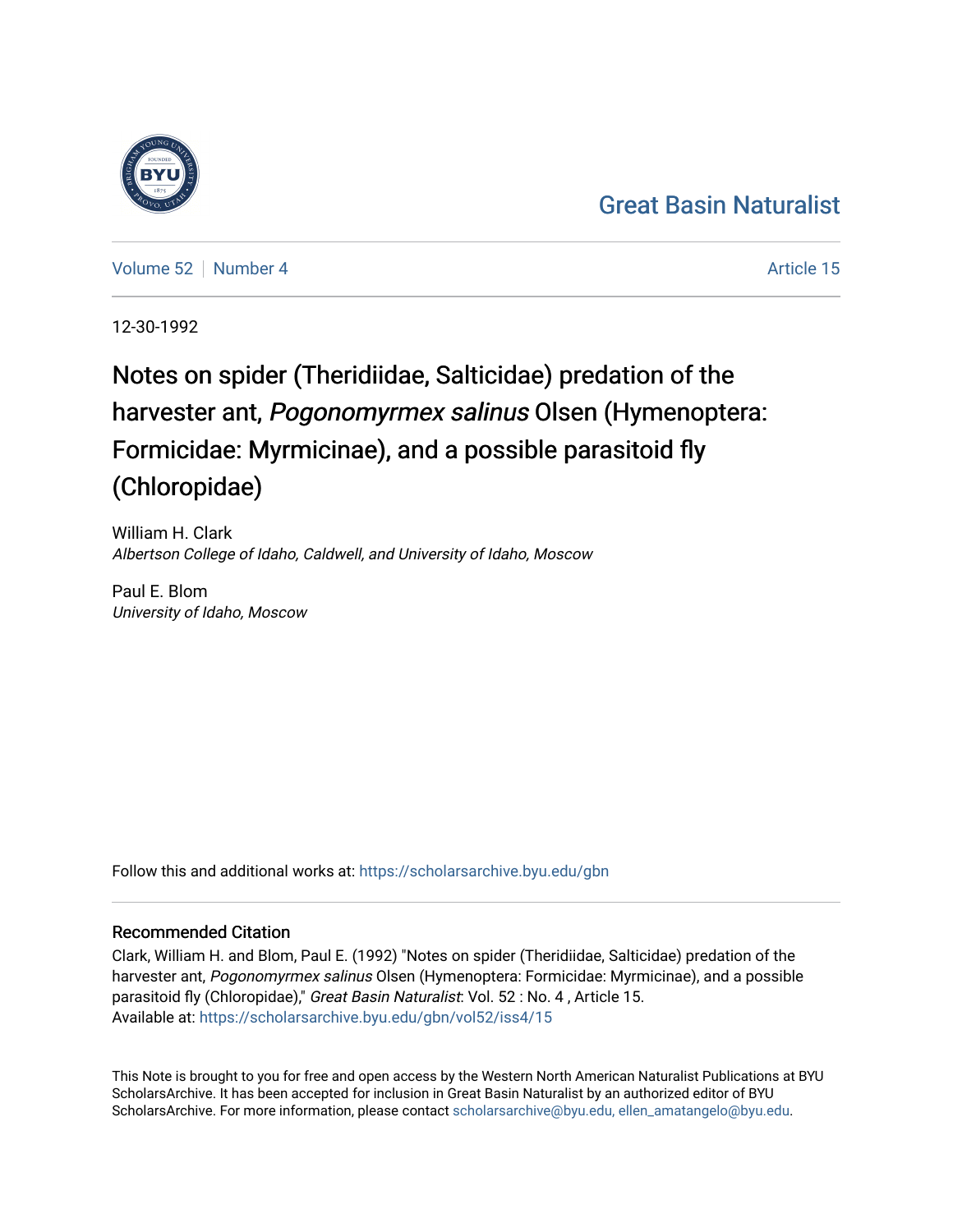Great Basin Naturalist

Volume 52 | Number 4

Article 15

12-30-1992

# Notes on spider (Theridiidae, Salticidae) predation of the harvester ant, *Pogonomyrmex salinus* Olsen (Hymenoptera: Formicidae: Myrmicinae), and a possible parasitoid fly (Chloropidae)

William H. Clark
*Albertson College of Idaho, Caldwell, and University of Idaho, Moscow*

Paul E. Blom
*University of Idaho, Moscow*

Follow this and additional works at: https://scholarsarchive.byu.edu/gbn

## Recommended Citation

Clark, William H. and Blom, Paul E. (1992) "Notes on spider (Theridiidae, Salticidae) predation of the harvester ant, *Pogonomyrmex salinus* Olsen (Hymenoptera: Formicidae: Myrmicinae), and a possible parasitoid fly (Chloropidae)," *Great Basin Naturalist*: Vol. 52 : No. 4 , Article 15.
Available at: https://scholarsarchive.byu.edu/gbn/vol52/iss4/15

This Note is brought to you for free and open access by the Western North American Naturalist Publications at BYU ScholarsArchive. It has been accepted for inclusion in Great Basin Naturalist by an authorized editor of BYU ScholarsArchive. For more information, please contact scholarsarchive@byu.edu, ellen_amatangelo@byu.edu.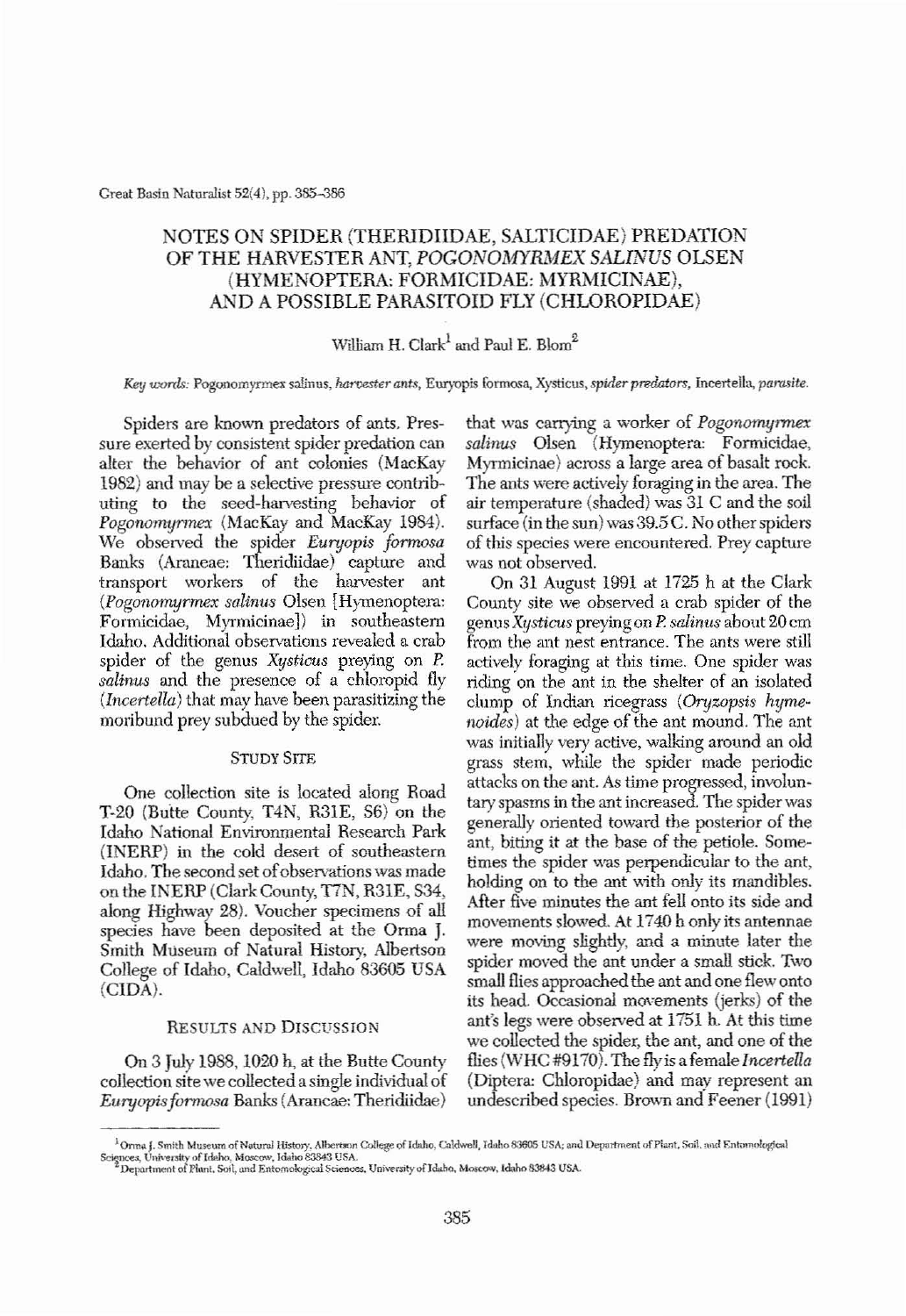# NOTES ON SPIDER (THERIDIIDAE, SALTICIDAE) PREDATION OF THE HARVESTER ANT, *POGONOMYRMEX SALINUS* OLSEN (HYMENOPTERA: FORMICIDAE: MYRMICINAE), AND A POSSIBLE PARASITOID FLY (CHLOROPIDAE)

William H. Clark[1] and Paul E. Blom[2]

*Key words:* Pogonomyrmex salinus, *harvester ants,* Euryopis formosa, Xysticus, *spider predators,* Incertella, *parasite.*

Spiders are known predators of ants. Pressure exerted by consistent spider predation can alter the behavior of ant colonies (MacKay 1982) and may be a selective pressure contributing to the seed-harvesting behavior of *Pogonomyrmex* (MacKay and MacKay 1984). We observed the spider *Euryopis formosa* Banks (Araneae: Theridiidae) capture and transport workers of the harvester ant (*Pogonomyrmex salinus* Olsen [Hymenoptera: Formicidae, Myrmicinae]) in southeastern Idaho. Additional observations revealed a crab spider of the genus *Xysticus* preying on *P. salinus* and the presence of a chloropid fly (*Incertella*) that may have been parasitizing the moribund prey subdued by the spider.

## STUDY SITE

One collection site is located along Road T-20 (Butte County, T4N, R31E, S6) on the Idaho National Environmental Research Park (INERP) in the cold desert of southeastern Idaho. The second set of observations was made on the INERP (Clark County, T7N, R31E, S34, along Highway 28). Voucher specimens of all species have been deposited at the Orma J. Smith Museum of Natural History, Albertson College of Idaho, Caldwell, Idaho 83605 USA (CIDA).

## RESULTS AND DISCUSSION

On 3 July 1988, 1020 h, at the Butte County collection site we collected a single individual of *Euryopis formosa* Banks (Araneae: Theridiidae) that was carrying a worker of *Pogonomyrmex salinus* Olsen (Hymenoptera: Formicidae, Myrmicinae) across a large area of basalt rock. The ants were actively foraging in the area. The air temperature (shaded) was 31 C and the soil surface (in the sun) was 39.5 C. No other spiders of this species were encountered. Prey capture was not observed.

On 31 August 1991 at 1725 h at the Clark County site we observed a crab spider of the genus *Xysticus* preying on *P. salinus* about 20 cm from the ant nest entrance. The ants were still actively foraging at this time. One spider was riding on the ant in the shelter of an isolated clump of Indian ricegrass (*Oryzopsis hymenoides*) at the edge of the ant mound. The ant was initially very active, walking around an old grass stem, while the spider made periodic attacks on the ant. As time progressed, involuntary spasms in the ant increased. The spider was generally oriented toward the posterior of the ant, biting it at the base of the petiole. Sometimes the spider was perpendicular to the ant, holding on to the ant with only its mandibles. After five minutes the ant fell onto its side and movements slowed. At 1740 h only its antennae were moving slightly, and a minute later the spider moved the ant under a small stick. Two small flies approached the ant and one flew onto its head. Occasional movements (jerks) of the ant's legs were observed at 1751 h. At this time we collected the spider, the ant, and one of the flies (WHC #9170). The fly is a female *Incertella* (Diptera: Chloropidae) and may represent an undescribed species. Brown and Feener (1991)

---

[1]Orma J. Smith Museum of Natural History, Albertson College of Idaho, Caldwell, Idaho 83605 USA; and Department of Plant, Soil, and Entomological Sciences, University of Idaho, Moscow, Idaho 83843 USA.

[2]Department of Plant, Soil, and Entomological Sciences, University of Idaho, Moscow, Idaho 83843 USA.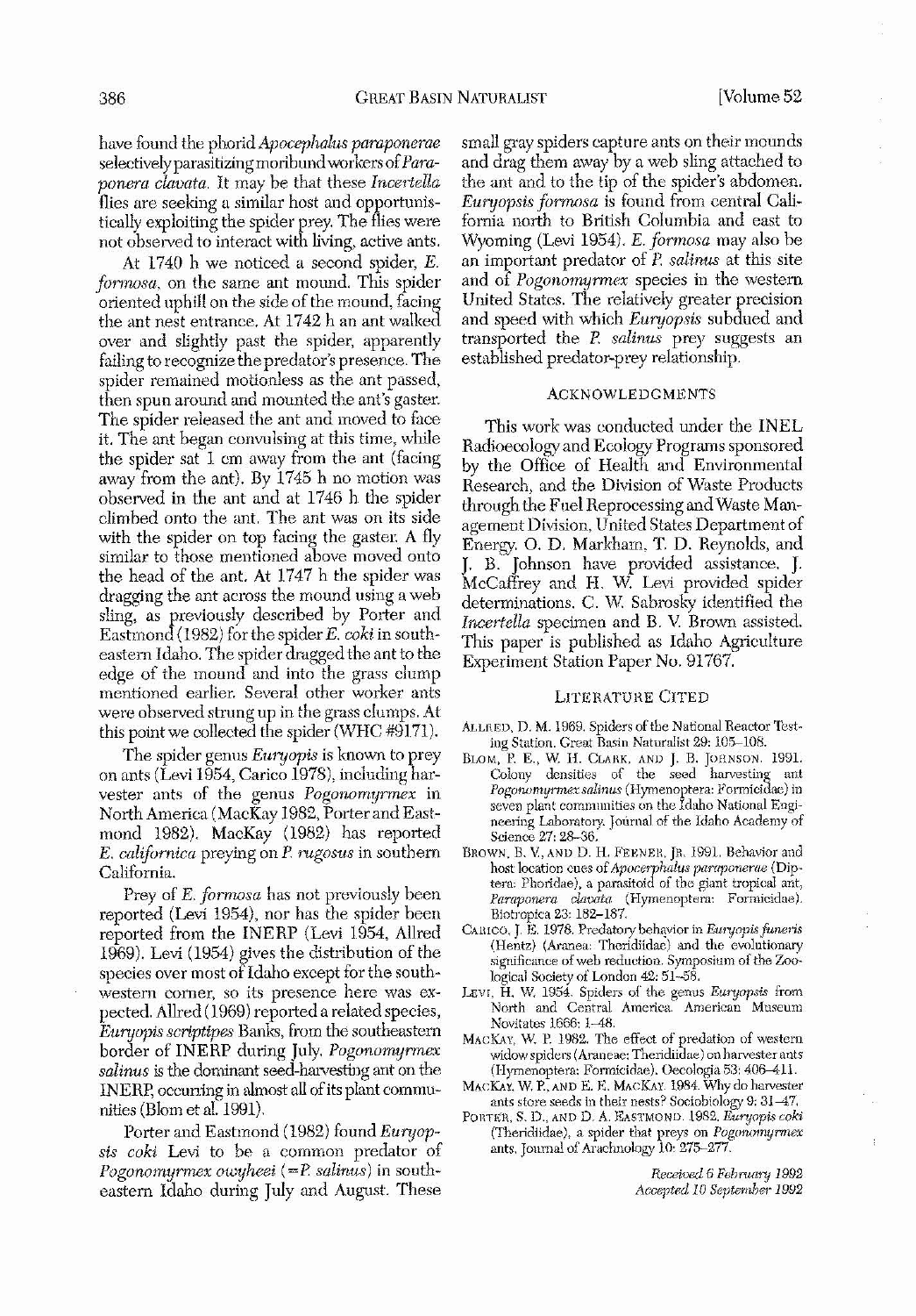have found the phorid *Apocephalus paraponerae* selectively parasitizing moribund workers of *Paraponera clavata*. It may be that these *Incertella* flies are seeking a similar host and opportunistically exploiting the spider prey. The flies were not observed to interact with living, active ants.

At 1740 h we noticed a second spider, *E. formosa*, on the same ant mound. This spider oriented uphill on the side of the mound, facing the ant nest entrance. At 1742 h an ant walked over and slightly past the spider, apparently failing to recognize the predator's presence. The spider remained motionless as the ant passed, then spun around and mounted the ant's gaster. The spider released the ant and moved to face it. The ant began convulsing at this time, while the spider sat 1 cm away from the ant (facing away from the ant). By 1745 h no motion was observed in the ant and at 1746 h the spider climbed onto the ant. The ant was on its side with the spider on top facing the gaster. A fly similar to those mentioned above moved onto the head of the ant. At 1747 h the spider was dragging the ant across the mound using a web sling, as previously described by Porter and Eastmond (1982) for the spider *E. coki* in southeastern Idaho. The spider dragged the ant to the edge of the mound and into the grass clump mentioned earlier. Several other worker ants were observed strung up in the grass clumps. At this point we collected the spider (WHC #9171).

The spider genus *Euryopis* is known to prey on ants (Levi 1954, Carico 1978), including harvester ants of the genus *Pogonomyrmex* in North America (MacKay 1982, Porter and Eastmond 1982). MacKay (1982) has reported *E. californica* preying on *P. rugosus* in southern California.

Prey of *E. formosa* has not previously been reported (Levi 1954), nor has the spider been reported from the INERP (Levi 1954, Allred 1969). Levi (1954) gives the distribution of the species over most of Idaho except for the southwestern corner, so its presence here was expected. Allred (1969) reported a related species, *Euryopis scriptipes* Banks, from the southeastern border of INERP during July. *Pogonomyrmex salinus* is the dominant seed-harvesting ant on the INERP, occurring in almost all of its plant communities (Blom et al. 1991).

Porter and Eastmond (1982) found *Euryopsis coki* Levi to be a common predator of *Pogonomyrmex owyheei* (=*P. salinus*) in southeastern Idaho during July and August. These small gray spiders capture ants on their mounds and drag them away by a web sling attached to the ant and to the tip of the spider's abdomen. *Euryopsis formosa* is found from central California north to British Columbia and east to Wyoming (Levi 1954). *E. formosa* may also be an important predator of *P. salinus* at this site and of *Pogonomyrmex* species in the western United States. The relatively greater precision and speed with which *Euryopsis* subdued and transported the *P. salinus* prey suggests an established predator-prey relationship.

## ACKNOWLEDGMENTS

This work was conducted under the INEL Radioecology and Ecology Programs sponsored by the Office of Health and Environmental Research, and the Division of Waste Products through the Fuel Reprocessing and Waste Management Division, United States Department of Energy. O. D. Markham, T. D. Reynolds, and J. B. Johnson have provided assistance. J. McCaffrey and H. W. Levi provided spider determinations. C. W. Sabrosky identified the *Incertella* specimen and B. V. Brown assisted. This paper is published as Idaho Agriculture Experiment Station Paper No. 91767.

## LITERATURE CITED

ALLRED, D. M. 1969. Spiders of the National Reactor Testing Station. Great Basin Naturalist 29: 105–108.

BLOM, P. E., W. H. CLARK, AND J. B. JOHNSON. 1991. Colony densities of the seed harvesting ant *Pogonomyrmex salinus* (Hymenoptera: Formicidae) in seven plant communities on the Idaho National Engineering Laboratory. Journal of the Idaho Academy of Science 27: 28–36.

BROWN, B. V., AND D. H. FEENER, JR. 1991. Behavior and host location cues of *Apocephalus paraponerae* (Diptera: Phoridae), a parasitoid of the giant tropical ant, *Paraponera clavata* (Hymenoptera: Formicidae). Biotropica 23: 182–187.

CARICO, J. E. 1978. Predatory behavior in *Euryopis funebris* (Hentz) (Aranea: Theridiidae) and the evolutionary significance of web reduction. Symposium of the Zoological Society of London 42: 51–58.

LEVI, H. W. 1954. Spiders of the genus *Euryopsis* from North and Central America. American Museum Novitates 1666: 1–48.

MACKAY, W. P. 1982. The effect of predation of western widow spiders (Araneae: Theridiidae) on harvester ants (Hymenoptera: Formicidae). Oecologia 53: 406–411.

MACKAY, W. P., AND E. E. MACKAY. 1984. Why do harvester ants store seeds in their nests? Sociobiology 9: 31–47.

PORTER, S. D., AND D. A. EASTMOND. 1982. *Euryopis coki* (Theridiidae), a spider that preys on *Pogonomyrmex* ants. Journal of Arachnology 10: 275–277.

*Received 6 February 1992*
*Accepted 10 September 1992*